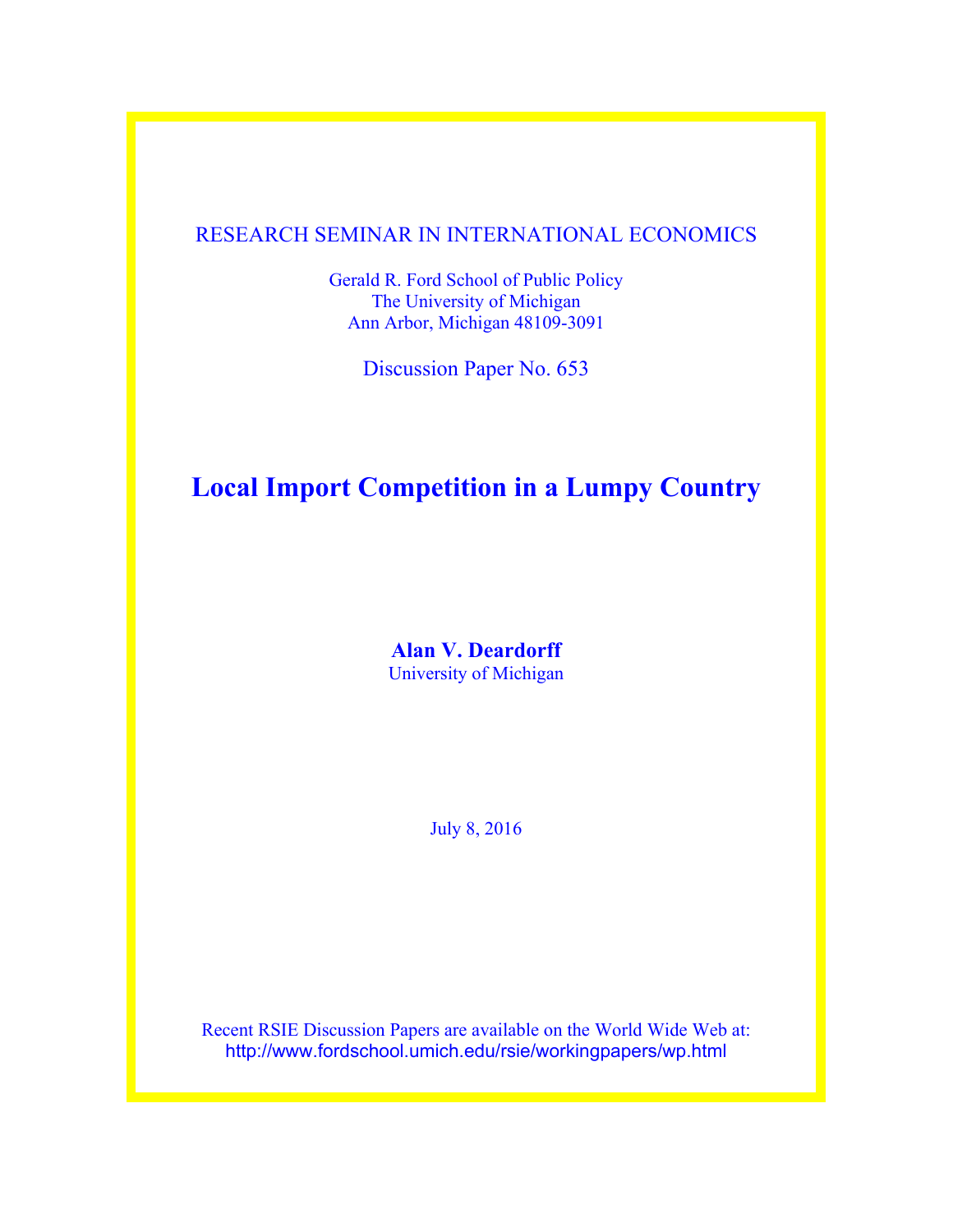RESEARCH SEMINAR IN INTERNATIONAL ECONOMICS

Gerald R. Ford School of Public Policy
The University of Michigan
Ann Arbor, Michigan 48109-3091

Discussion Paper No. 653

# Local Import Competition in a Lumpy Country

**Alan V. Deardorff**
University of Michigan

July 8, 2016

Recent RSIE Discussion Papers are available on the World Wide Web at:
http://www.fordschool.umich.edu/rsie/workingpapers/wp.html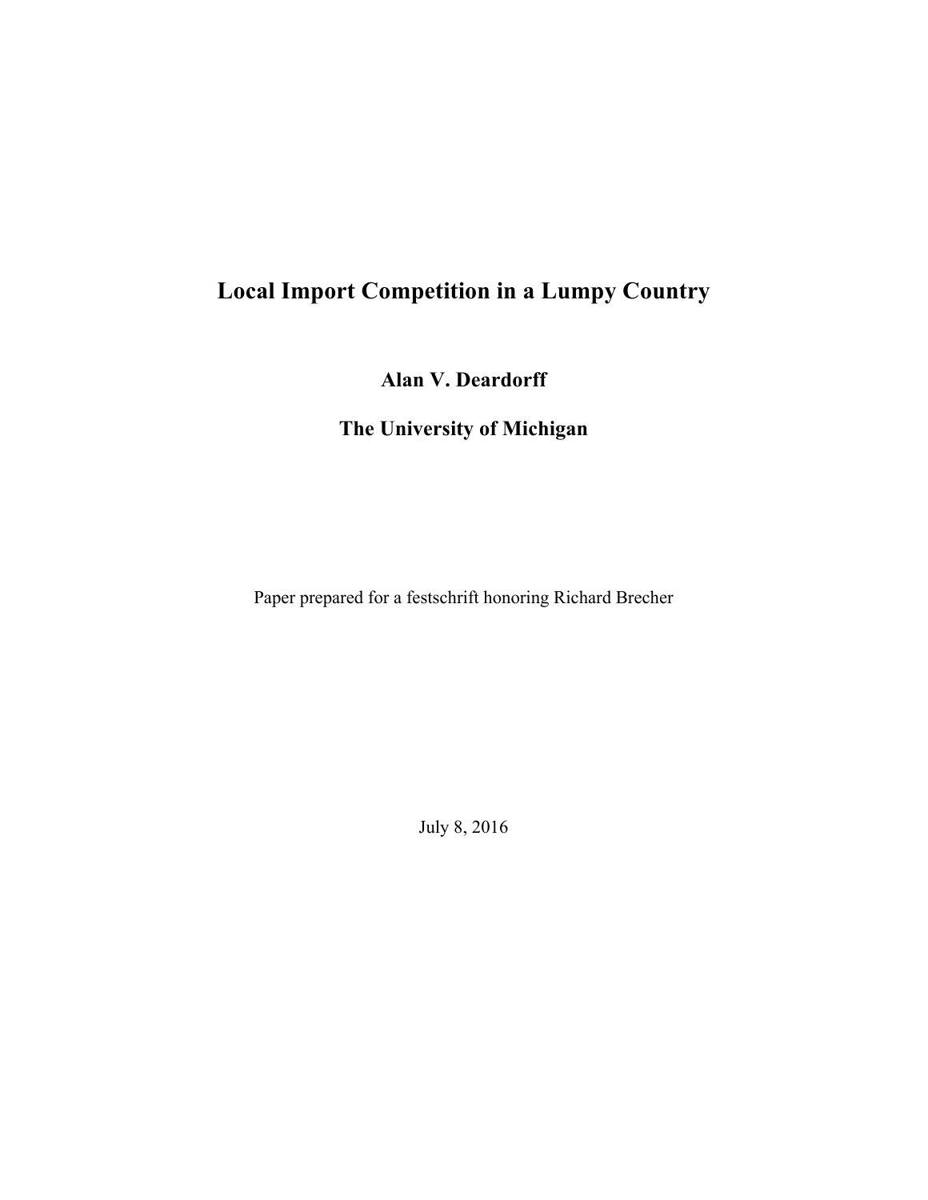# Local Import Competition in a Lumpy Country

**Alan V. Deardorff**

**The University of Michigan**

Paper prepared for a festschrift honoring Richard Brecher

July 8, 2016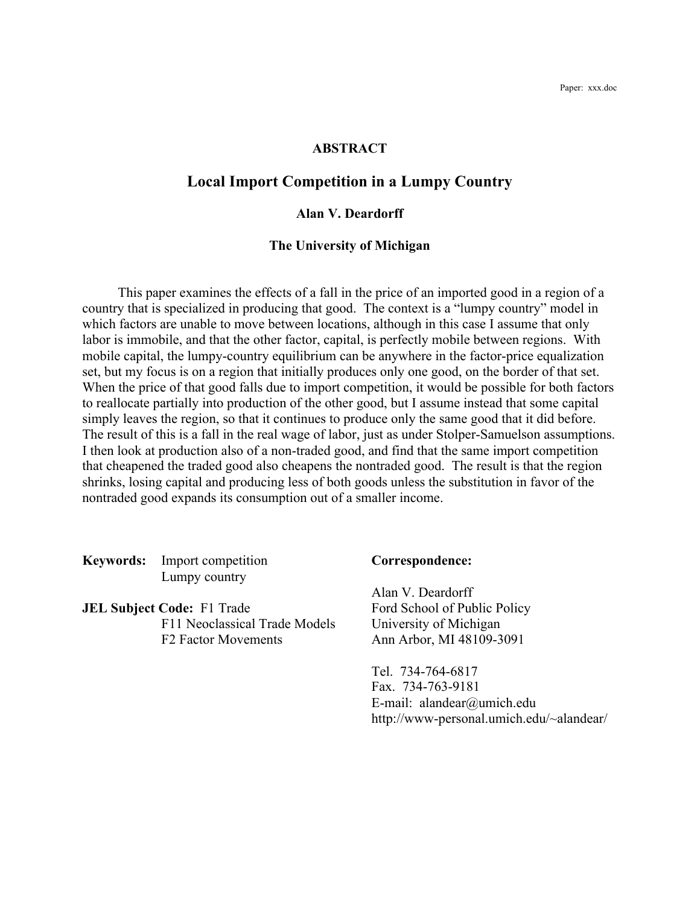Paper: xxx.doc

## ABSTRACT

# Local Import Competition in a Lumpy Country

**Alan V. Deardorff**

**The University of Michigan**

This paper examines the effects of a fall in the price of an imported good in a region of a country that is specialized in producing that good. The context is a "lumpy country" model in which factors are unable to move between locations, although in this case I assume that only labor is immobile, and that the other factor, capital, is perfectly mobile between regions. With mobile capital, the lumpy-country equilibrium can be anywhere in the factor-price equalization set, but my focus is on a region that initially produces only one good, on the border of that set. When the price of that good falls due to import competition, it would be possible for both factors to reallocate partially into production of the other good, but I assume instead that some capital simply leaves the region, so that it continues to produce only the same good that it did before. The result of this is a fall in the real wage of labor, just as under Stolper-Samuelson assumptions. I then look at production also of a non-traded good, and find that the same import competition that cheapened the traded good also cheapens the nontraded good. The result is that the region shrinks, losing capital and producing less of both goods unless the substitution in favor of the nontraded good expands its consumption out of a smaller income.

**Keywords:** Import competition
Lumpy country

**JEL Subject Code:** F1 Trade
F11 Neoclassical Trade Models
F2 Factor Movements

**Correspondence:**

Alan V. Deardorff
Ford School of Public Policy
University of Michigan
Ann Arbor, MI 48109-3091

Tel. 734-764-6817
Fax. 734-763-9181
E-mail: alandear@umich.edu
http://www-personal.umich.edu/~alandear/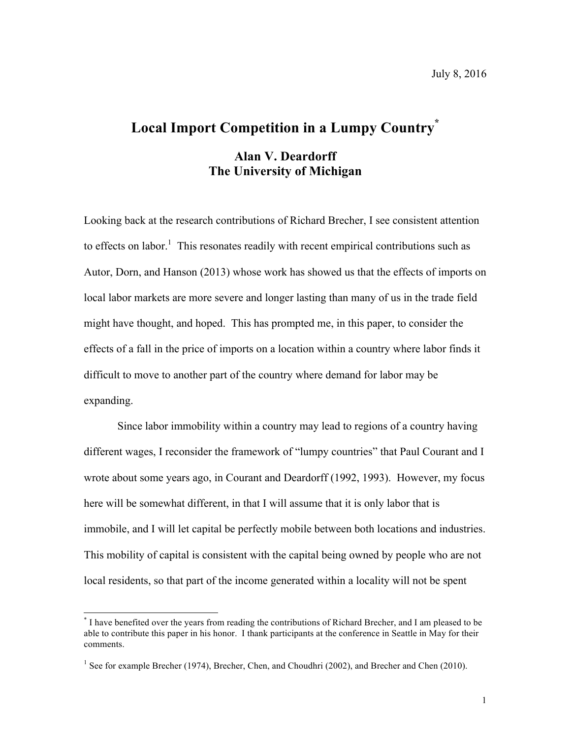July 8, 2016

# Local Import Competition in a Lumpy Country[*]

**Alan V. Deardorff**
**The University of Michigan**

Looking back at the research contributions of Richard Brecher, I see consistent attention to effects on labor.[1] This resonates readily with recent empirical contributions such as Autor, Dorn, and Hanson (2013) whose work has showed us that the effects of imports on local labor markets are more severe and longer lasting than many of us in the trade field might have thought, and hoped. This has prompted me, in this paper, to consider the effects of a fall in the price of imports on a location within a country where labor finds it difficult to move to another part of the country where demand for labor may be expanding.

Since labor immobility within a country may lead to regions of a country having different wages, I reconsider the framework of "lumpy countries" that Paul Courant and I wrote about some years ago, in Courant and Deardorff (1992, 1993). However, my focus here will be somewhat different, in that I will assume that it is only labor that is immobile, and I will let capital be perfectly mobile between both locations and industries. This mobility of capital is consistent with the capital being owned by people who are not local residents, so that part of the income generated within a locality will not be spent

---

[*] I have benefited over the years from reading the contributions of Richard Brecher, and I am pleased to be able to contribute this paper in his honor. I thank participants at the conference in Seattle in May for their comments.

[1] See for example Brecher (1974), Brecher, Chen, and Choudhri (2002), and Brecher and Chen (2010).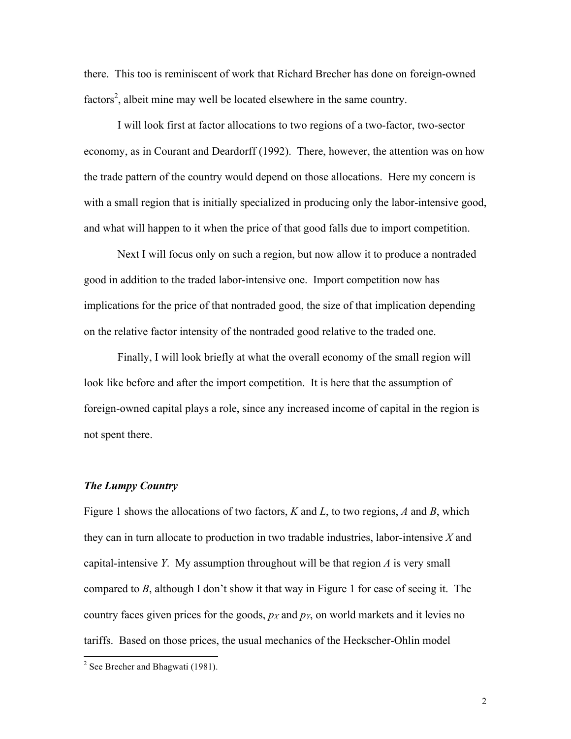there. This too is reminiscent of work that Richard Brecher has done on foreign-owned factors[2], albeit mine may well be located elsewhere in the same country.

I will look first at factor allocations to two regions of a two-factor, two-sector economy, as in Courant and Deardorff (1992). There, however, the attention was on how the trade pattern of the country would depend on those allocations. Here my concern is with a small region that is initially specialized in producing only the labor-intensive good, and what will happen to it when the price of that good falls due to import competition.

Next I will focus only on such a region, but now allow it to produce a nontraded good in addition to the traded labor-intensive one. Import competition now has implications for the price of that nontraded good, the size of that implication depending on the relative factor intensity of the nontraded good relative to the traded one.

Finally, I will look briefly at what the overall economy of the small region will look like before and after the import competition. It is here that the assumption of foreign-owned capital plays a role, since any increased income of capital in the region is not spent there.

### *The Lumpy Country*

Figure 1 shows the allocations of two factors, $K$ and $L$, to two regions, $A$ and $B$, which they can in turn allocate to production in two tradable industries, labor-intensive $X$ and capital-intensive $Y$. My assumption throughout will be that region $A$ is very small compared to $B$, although I don't show it that way in Figure 1 for ease of seeing it. The country faces given prices for the goods, $p_X$ and $p_Y$, on world markets and it levies no tariffs. Based on those prices, the usual mechanics of the Heckscher-Ohlin model

[2] See Brecher and Bhagwati (1981).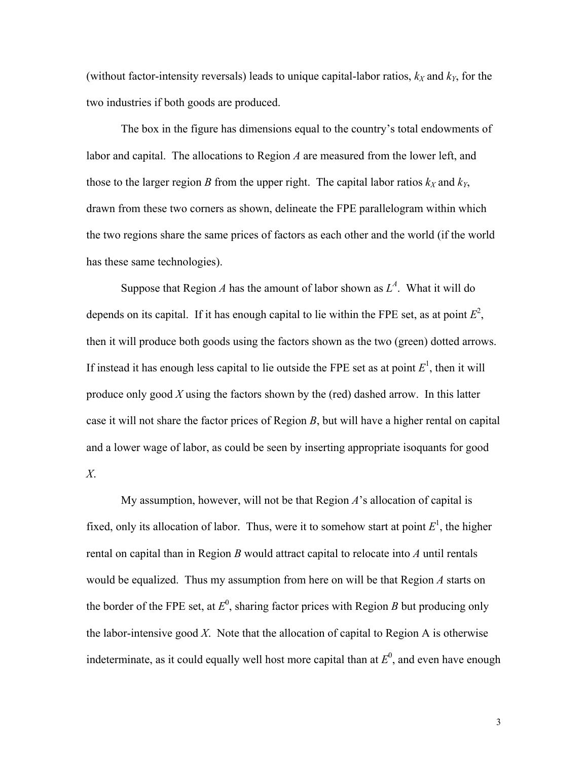(without factor-intensity reversals) leads to unique capital-labor ratios, $k_X$ and $k_Y$, for the two industries if both goods are produced.

The box in the figure has dimensions equal to the country's total endowments of labor and capital. The allocations to Region *A* are measured from the lower left, and those to the larger region *B* from the upper right. The capital labor ratios $k_X$ and $k_Y$, drawn from these two corners as shown, delineate the FPE parallelogram within which the two regions share the same prices of factors as each other and the world (if the world has these same technologies).

Suppose that Region *A* has the amount of labor shown as $L^A$. What it will do depends on its capital. If it has enough capital to lie within the FPE set, as at point $E^2$, then it will produce both goods using the factors shown as the two (green) dotted arrows. If instead it has enough less capital to lie outside the FPE set as at point $E^1$, then it will produce only good *X* using the factors shown by the (red) dashed arrow. In this latter case it will not share the factor prices of Region *B*, but will have a higher rental on capital and a lower wage of labor, as could be seen by inserting appropriate isoquants for good *X*.

My assumption, however, will not be that Region *A*'s allocation of capital is fixed, only its allocation of labor. Thus, were it to somehow start at point $E^1$, the higher rental on capital than in Region *B* would attract capital to relocate into *A* until rentals would be equalized. Thus my assumption from here on will be that Region *A* starts on the border of the FPE set, at $E^0$, sharing factor prices with Region *B* but producing only the labor-intensive good *X*. Note that the allocation of capital to Region A is otherwise indeterminate, as it could equally well host more capital than at $E^0$, and even have enough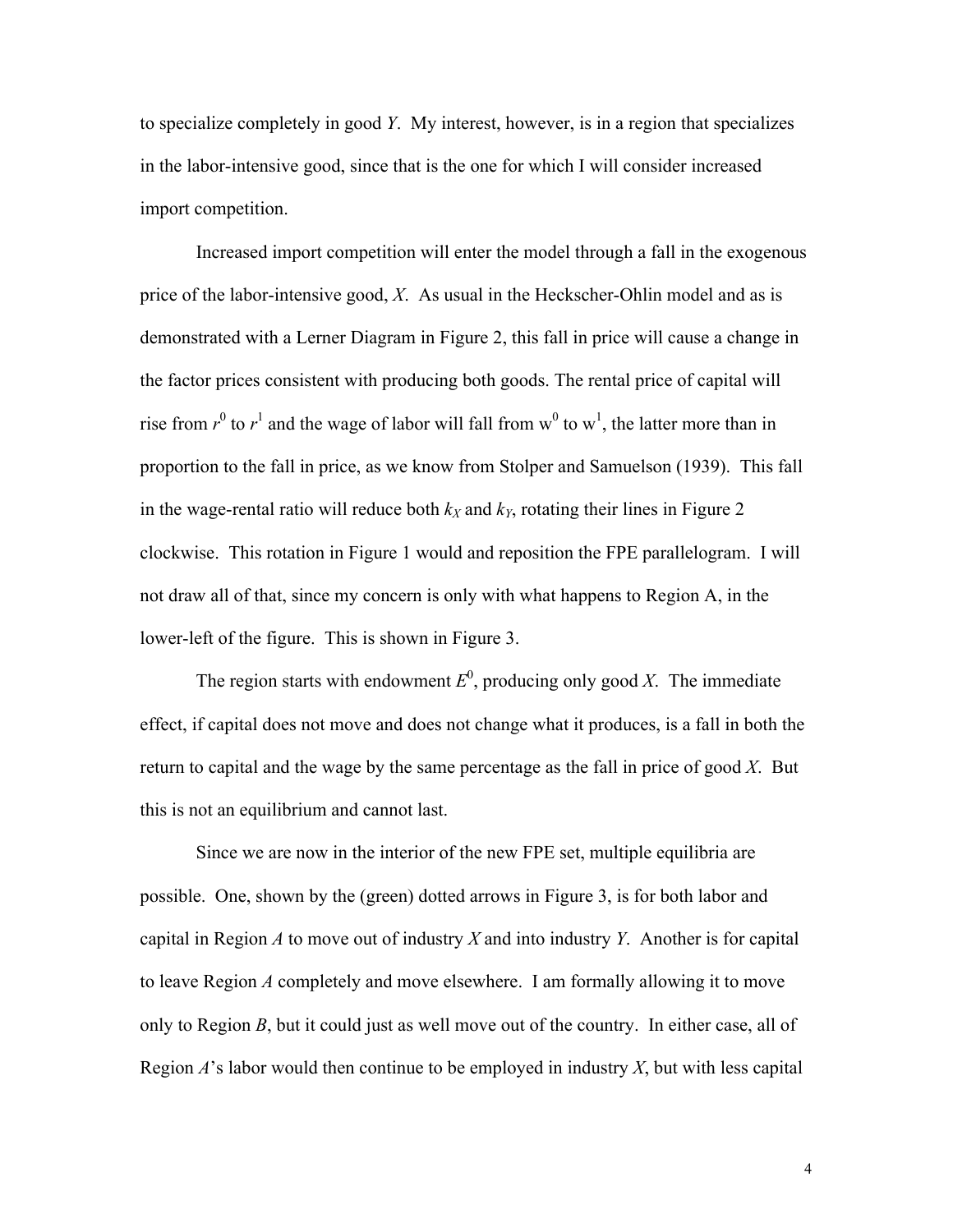to specialize completely in good *Y*. My interest, however, is in a region that specializes in the labor-intensive good, since that is the one for which I will consider increased import competition.

Increased import competition will enter the model through a fall in the exogenous price of the labor-intensive good, *X*. As usual in the Heckscher-Ohlin model and as is demonstrated with a Lerner Diagram in Figure 2, this fall in price will cause a change in the factor prices consistent with producing both goods. The rental price of capital will rise from $r^0$ to $r^1$ and the wage of labor will fall from $w^0$ to $w^1$, the latter more than in proportion to the fall in price, as we know from Stolper and Samuelson (1939). This fall in the wage-rental ratio will reduce both $k_X$ and $k_Y$, rotating their lines in Figure 2 clockwise. This rotation in Figure 1 would and reposition the FPE parallelogram. I will not draw all of that, since my concern is only with what happens to Region A, in the lower-left of the figure. This is shown in Figure 3.

The region starts with endowment $E^0$, producing only good *X*. The immediate effect, if capital does not move and does not change what it produces, is a fall in both the return to capital and the wage by the same percentage as the fall in price of good *X*. But this is not an equilibrium and cannot last.

Since we are now in the interior of the new FPE set, multiple equilibria are possible. One, shown by the (green) dotted arrows in Figure 3, is for both labor and capital in Region *A* to move out of industry *X* and into industry *Y*. Another is for capital to leave Region *A* completely and move elsewhere. I am formally allowing it to move only to Region *B*, but it could just as well move out of the country. In either case, all of Region *A*'s labor would then continue to be employed in industry *X*, but with less capital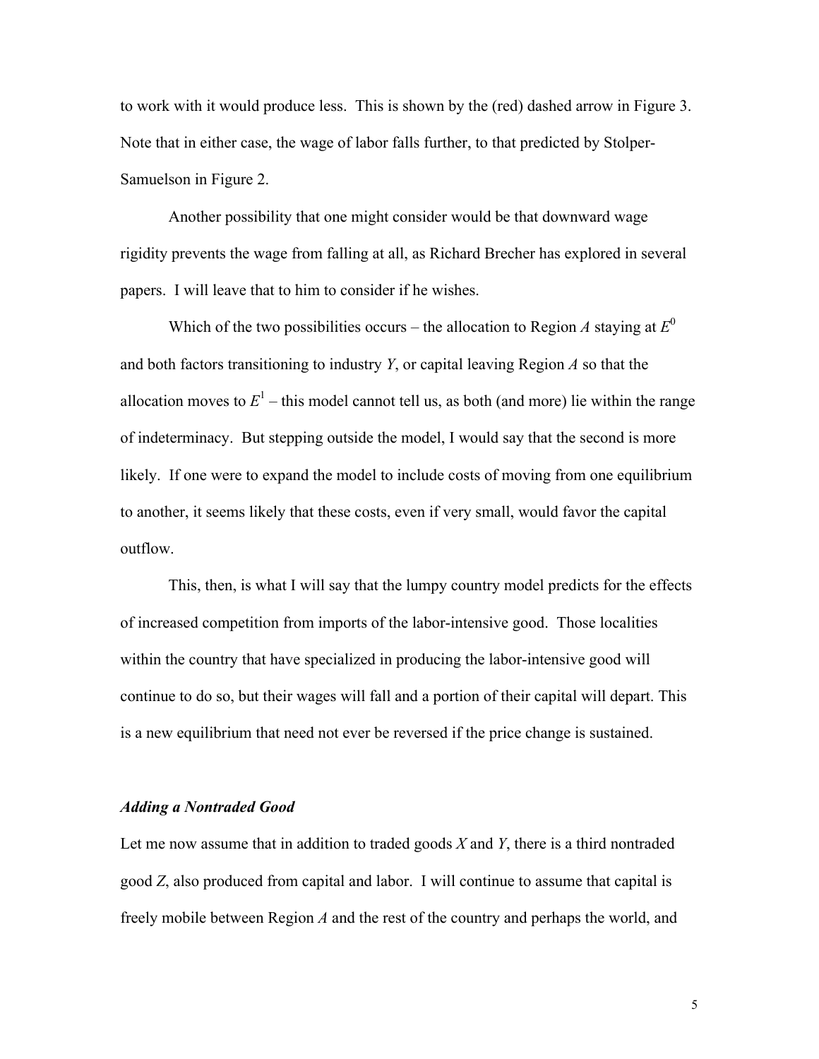to work with it would produce less. This is shown by the (red) dashed arrow in Figure 3. Note that in either case, the wage of labor falls further, to that predicted by Stolper-Samuelson in Figure 2.

Another possibility that one might consider would be that downward wage rigidity prevents the wage from falling at all, as Richard Brecher has explored in several papers. I will leave that to him to consider if he wishes.

Which of the two possibilities occurs – the allocation to Region *A* staying at $E^0$ and both factors transitioning to industry *Y*, or capital leaving Region *A* so that the allocation moves to $E^1$ – this model cannot tell us, as both (and more) lie within the range of indeterminacy. But stepping outside the model, I would say that the second is more likely. If one were to expand the model to include costs of moving from one equilibrium to another, it seems likely that these costs, even if very small, would favor the capital outflow.

This, then, is what I will say that the lumpy country model predicts for the effects of increased competition from imports of the labor-intensive good. Those localities within the country that have specialized in producing the labor-intensive good will continue to do so, but their wages will fall and a portion of their capital will depart. This is a new equilibrium that need not ever be reversed if the price change is sustained.

### *Adding a Nontraded Good*

Let me now assume that in addition to traded goods *X* and *Y*, there is a third nontraded good *Z*, also produced from capital and labor. I will continue to assume that capital is freely mobile between Region *A* and the rest of the country and perhaps the world, and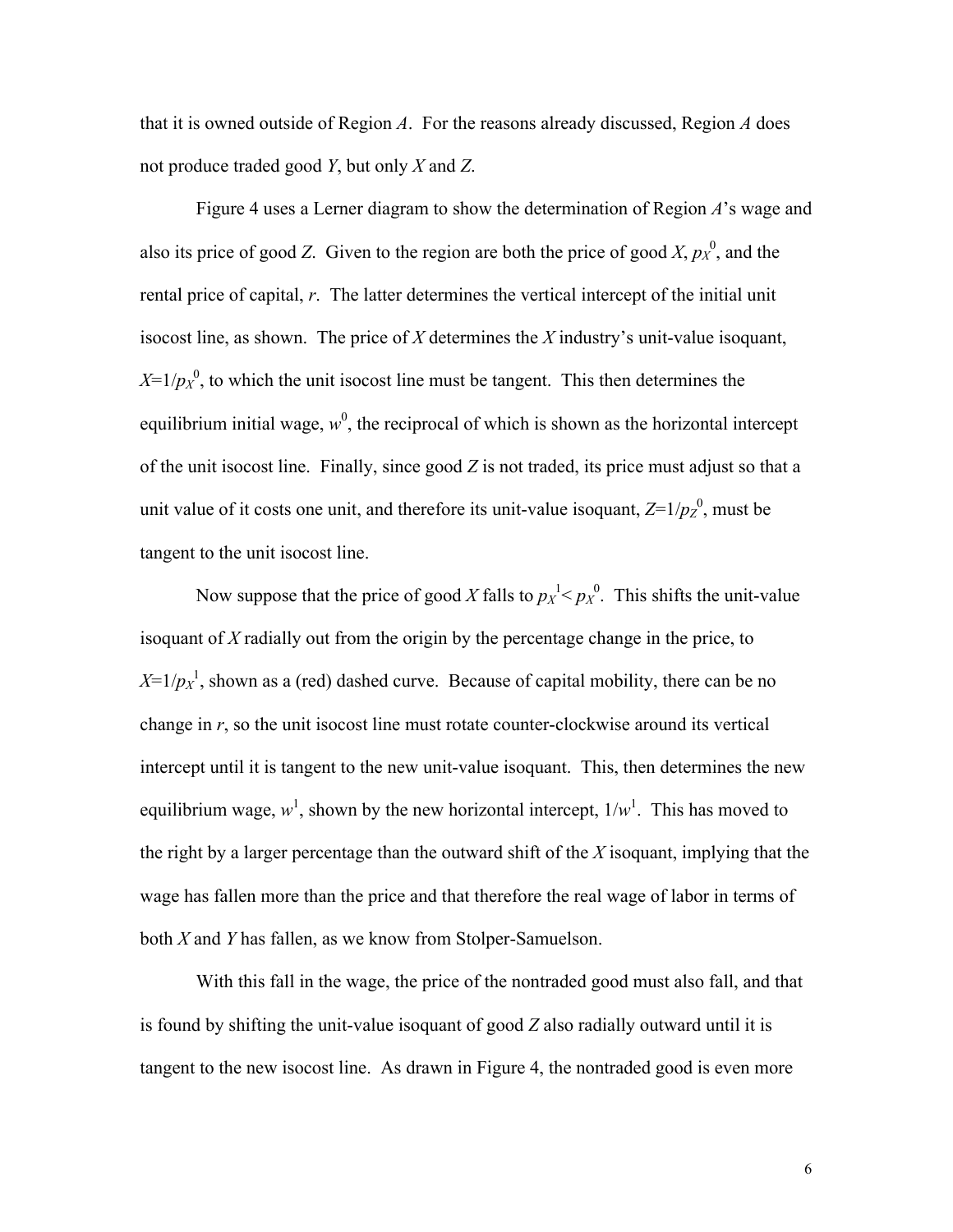that it is owned outside of Region *A*. For the reasons already discussed, Region *A* does not produce traded good *Y*, but only *X* and *Z*.

Figure 4 uses a Lerner diagram to show the determination of Region *A*'s wage and also its price of good *Z*. Given to the region are both the price of good *X*, $p_X^0$, and the rental price of capital, *r*. The latter determines the vertical intercept of the initial unit isocost line, as shown. The price of *X* determines the *X* industry's unit-value isoquant, $X=1/p_X^0$, to which the unit isocost line must be tangent. This then determines the equilibrium initial wage, $w^0$, the reciprocal of which is shown as the horizontal intercept of the unit isocost line. Finally, since good *Z* is not traded, its price must adjust so that a unit value of it costs one unit, and therefore its unit-value isoquant, $Z=1/p_Z^0$, must be tangent to the unit isocost line.

Now suppose that the price of good *X* falls to $p_X^1 < p_X^0$. This shifts the unit-value isoquant of *X* radially out from the origin by the percentage change in the price, to $X=1/p_X^1$, shown as a (red) dashed curve. Because of capital mobility, there can be no change in *r*, so the unit isocost line must rotate counter-clockwise around its vertical intercept until it is tangent to the new unit-value isoquant. This, then determines the new equilibrium wage, $w^1$, shown by the new horizontal intercept, $1/w^1$. This has moved to the right by a larger percentage than the outward shift of the *X* isoquant, implying that the wage has fallen more than the price and that therefore the real wage of labor in terms of both *X* and *Y* has fallen, as we know from Stolper-Samuelson.

With this fall in the wage, the price of the nontraded good must also fall, and that is found by shifting the unit-value isoquant of good *Z* also radially outward until it is tangent to the new isocost line. As drawn in Figure 4, the nontraded good is even more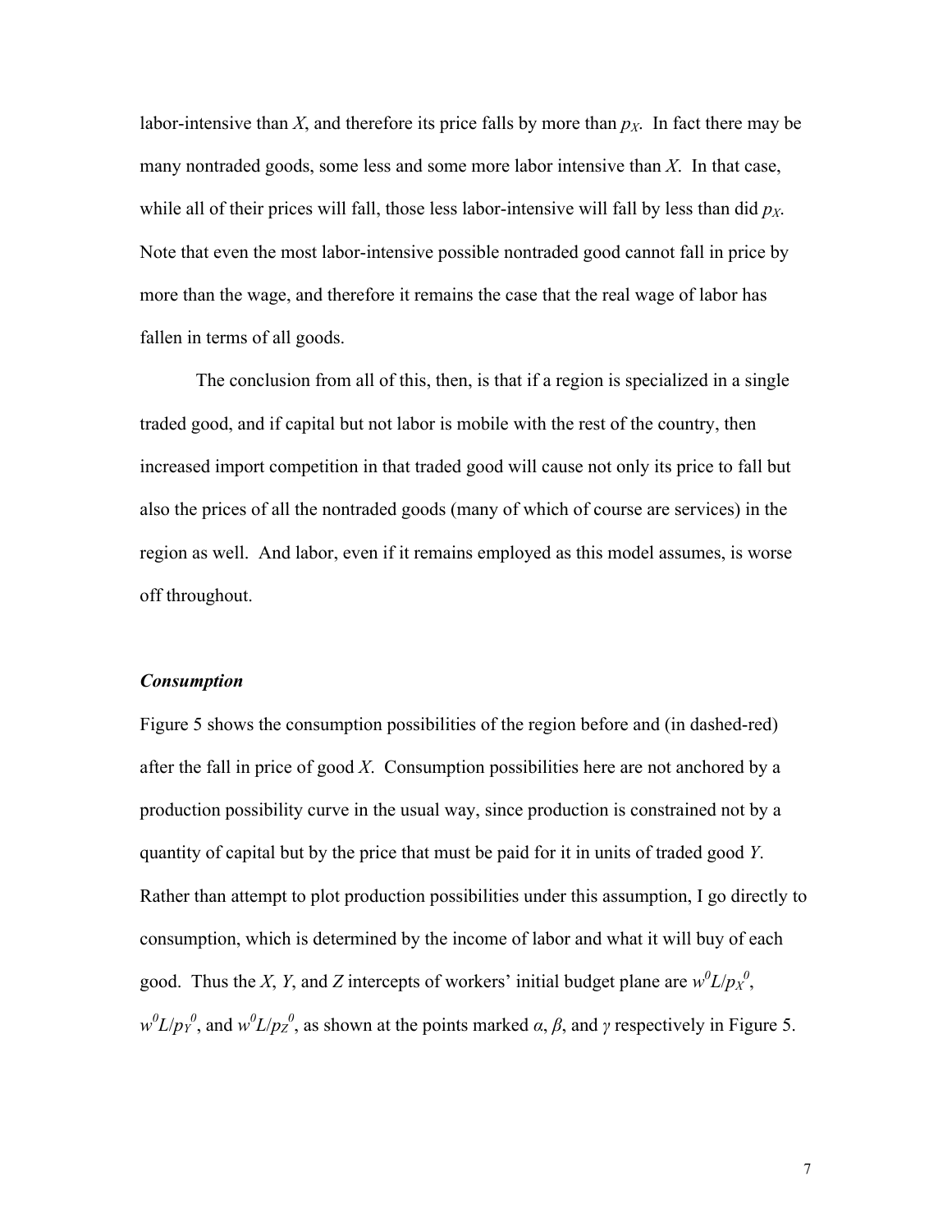labor-intensive than *X*, and therefore its price falls by more than $p_X$. In fact there may be many nontraded goods, some less and some more labor intensive than *X*. In that case, while all of their prices will fall, those less labor-intensive will fall by less than did $p_X$. Note that even the most labor-intensive possible nontraded good cannot fall in price by more than the wage, and therefore it remains the case that the real wage of labor has fallen in terms of all goods.

The conclusion from all of this, then, is that if a region is specialized in a single traded good, and if capital but not labor is mobile with the rest of the country, then increased import competition in that traded good will cause not only its price to fall but also the prices of all the nontraded goods (many of which of course are services) in the region as well. And labor, even if it remains employed as this model assumes, is worse off throughout.

### *Consumption*

Figure 5 shows the consumption possibilities of the region before and (in dashed-red) after the fall in price of good *X*. Consumption possibilities here are not anchored by a production possibility curve in the usual way, since production is constrained not by a quantity of capital but by the price that must be paid for it in units of traded good *Y*. Rather than attempt to plot production possibilities under this assumption, I go directly to consumption, which is determined by the income of labor and what it will buy of each good. Thus the *X*, *Y*, and *Z* intercepts of workers' initial budget plane are $w^0L/p_X^0$, $w^0L/p_Y^0$, and $w^0L/p_Z^0$, as shown at the points marked $\alpha$, $\beta$, and $\gamma$ respectively in Figure 5.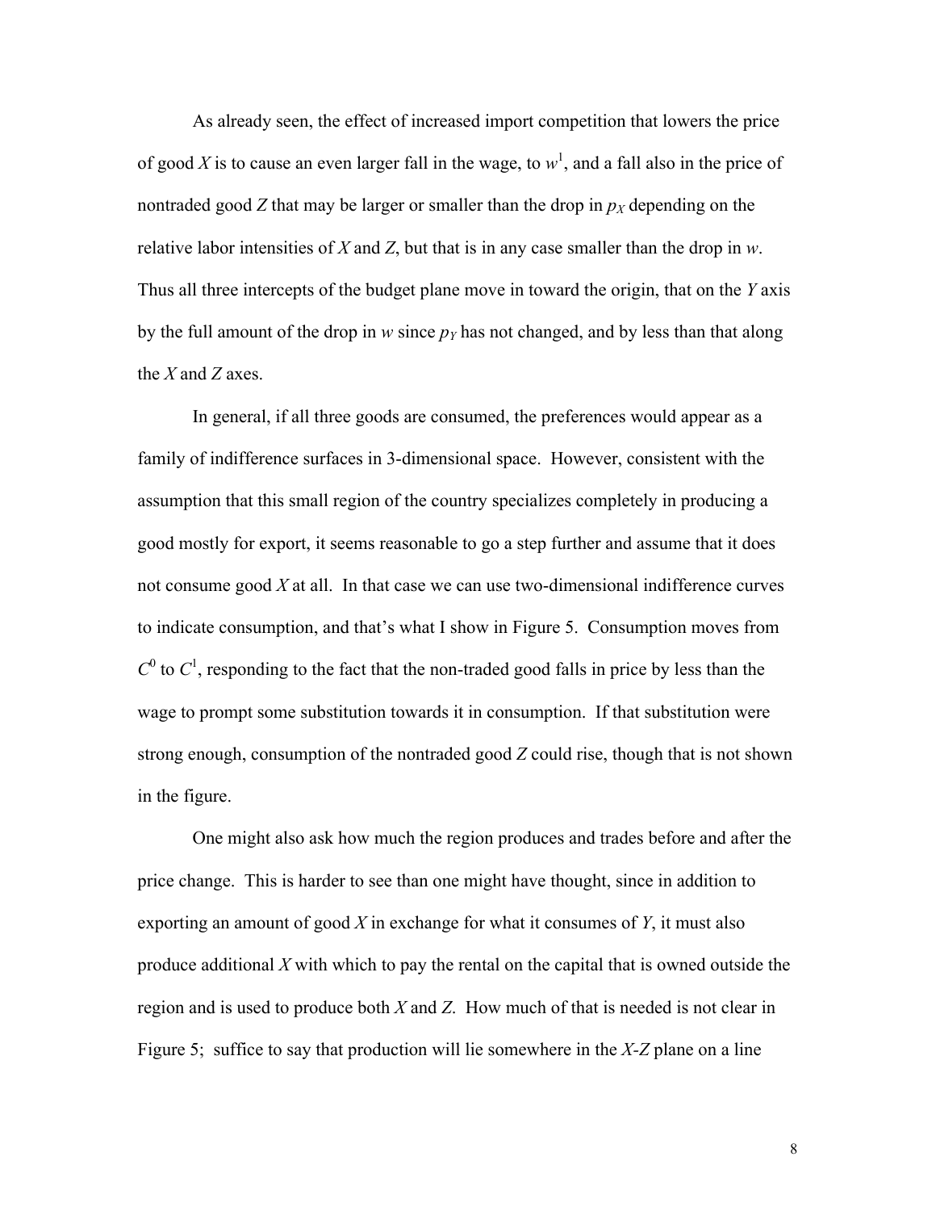As already seen, the effect of increased import competition that lowers the price of good *X* is to cause an even larger fall in the wage, to $w^1$, and a fall also in the price of nontraded good *Z* that may be larger or smaller than the drop in $p_X$ depending on the relative labor intensities of *X* and *Z*, but that is in any case smaller than the drop in *w*. Thus all three intercepts of the budget plane move in toward the origin, that on the *Y* axis by the full amount of the drop in *w* since $p_Y$ has not changed, and by less than that along the *X* and *Z* axes.

In general, if all three goods are consumed, the preferences would appear as a family of indifference surfaces in 3-dimensional space. However, consistent with the assumption that this small region of the country specializes completely in producing a good mostly for export, it seems reasonable to go a step further and assume that it does not consume good *X* at all. In that case we can use two-dimensional indifference curves to indicate consumption, and that's what I show in Figure 5. Consumption moves from $C^0$ to $C^1$, responding to the fact that the non-traded good falls in price by less than the wage to prompt some substitution towards it in consumption. If that substitution were strong enough, consumption of the nontraded good *Z* could rise, though that is not shown in the figure.

One might also ask how much the region produces and trades before and after the price change. This is harder to see than one might have thought, since in addition to exporting an amount of good *X* in exchange for what it consumes of *Y*, it must also produce additional *X* with which to pay the rental on the capital that is owned outside the region and is used to produce both *X* and *Z*. How much of that is needed is not clear in Figure 5; suffice to say that production will lie somewhere in the *X*-*Z* plane on a line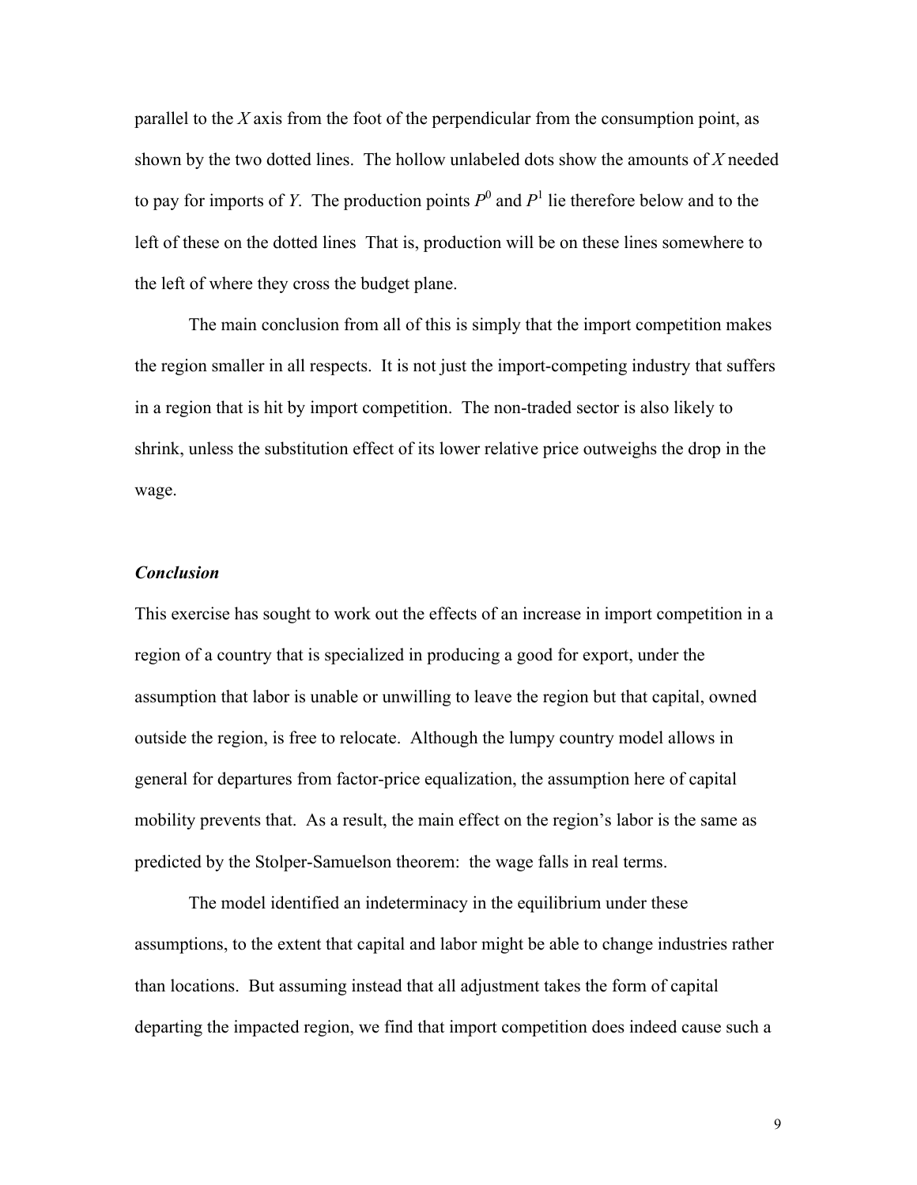parallel to the *X* axis from the foot of the perpendicular from the consumption point, as shown by the two dotted lines. The hollow unlabeled dots show the amounts of *X* needed to pay for imports of *Y*. The production points $P^0$ and $P^1$ lie therefore below and to the left of these on the dotted lines That is, production will be on these lines somewhere to the left of where they cross the budget plane.

The main conclusion from all of this is simply that the import competition makes the region smaller in all respects. It is not just the import-competing industry that suffers in a region that is hit by import competition. The non-traded sector is also likely to shrink, unless the substitution effect of its lower relative price outweighs the drop in the wage.

### *Conclusion*

This exercise has sought to work out the effects of an increase in import competition in a region of a country that is specialized in producing a good for export, under the assumption that labor is unable or unwilling to leave the region but that capital, owned outside the region, is free to relocate. Although the lumpy country model allows in general for departures from factor-price equalization, the assumption here of capital mobility prevents that. As a result, the main effect on the region's labor is the same as predicted by the Stolper-Samuelson theorem: the wage falls in real terms.

The model identified an indeterminacy in the equilibrium under these assumptions, to the extent that capital and labor might be able to change industries rather than locations. But assuming instead that all adjustment takes the form of capital departing the impacted region, we find that import competition does indeed cause such a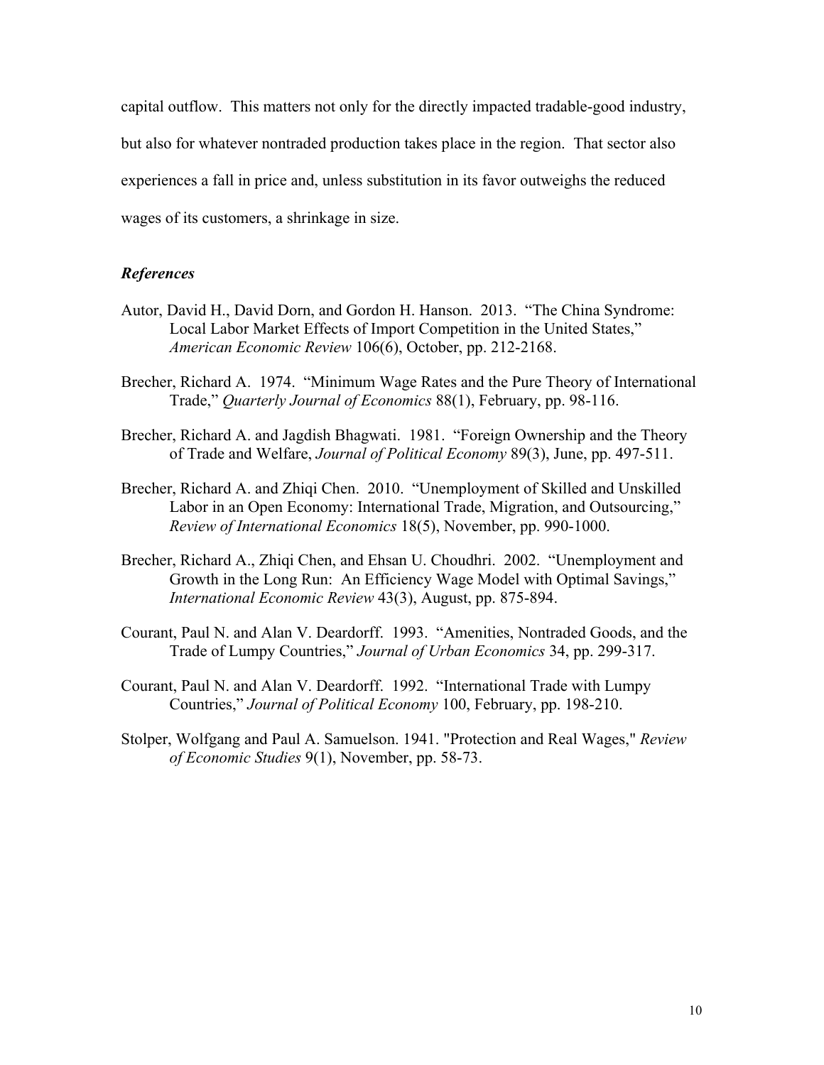capital outflow. This matters not only for the directly impacted tradable-good industry, but also for whatever nontraded production takes place in the region. That sector also experiences a fall in price and, unless substitution in its favor outweighs the reduced wages of its customers, a shrinkage in size.

### *References*

Autor, David H., David Dorn, and Gordon H. Hanson. 2013. "The China Syndrome: Local Labor Market Effects of Import Competition in the United States," *American Economic Review* 106(6), October, pp. 212-2168.

Brecher, Richard A. 1974. "Minimum Wage Rates and the Pure Theory of International Trade," *Quarterly Journal of Economics* 88(1), February, pp. 98-116.

Brecher, Richard A. and Jagdish Bhagwati. 1981. "Foreign Ownership and the Theory of Trade and Welfare, *Journal of Political Economy* 89(3), June, pp. 497-511.

Brecher, Richard A. and Zhiqi Chen. 2010. "Unemployment of Skilled and Unskilled Labor in an Open Economy: International Trade, Migration, and Outsourcing," *Review of International Economics* 18(5), November, pp. 990-1000.

Brecher, Richard A., Zhiqi Chen, and Ehsan U. Choudhri. 2002. "Unemployment and Growth in the Long Run: An Efficiency Wage Model with Optimal Savings," *International Economic Review* 43(3), August, pp. 875-894.

Courant, Paul N. and Alan V. Deardorff. 1993. "Amenities, Nontraded Goods, and the Trade of Lumpy Countries," *Journal of Urban Economics* 34, pp. 299-317.

Courant, Paul N. and Alan V. Deardorff. 1992. "International Trade with Lumpy Countries," *Journal of Political Economy* 100, February, pp. 198-210.

Stolper, Wolfgang and Paul A. Samuelson. 1941. "Protection and Real Wages," *Review of Economic Studies* 9(1), November, pp. 58-73.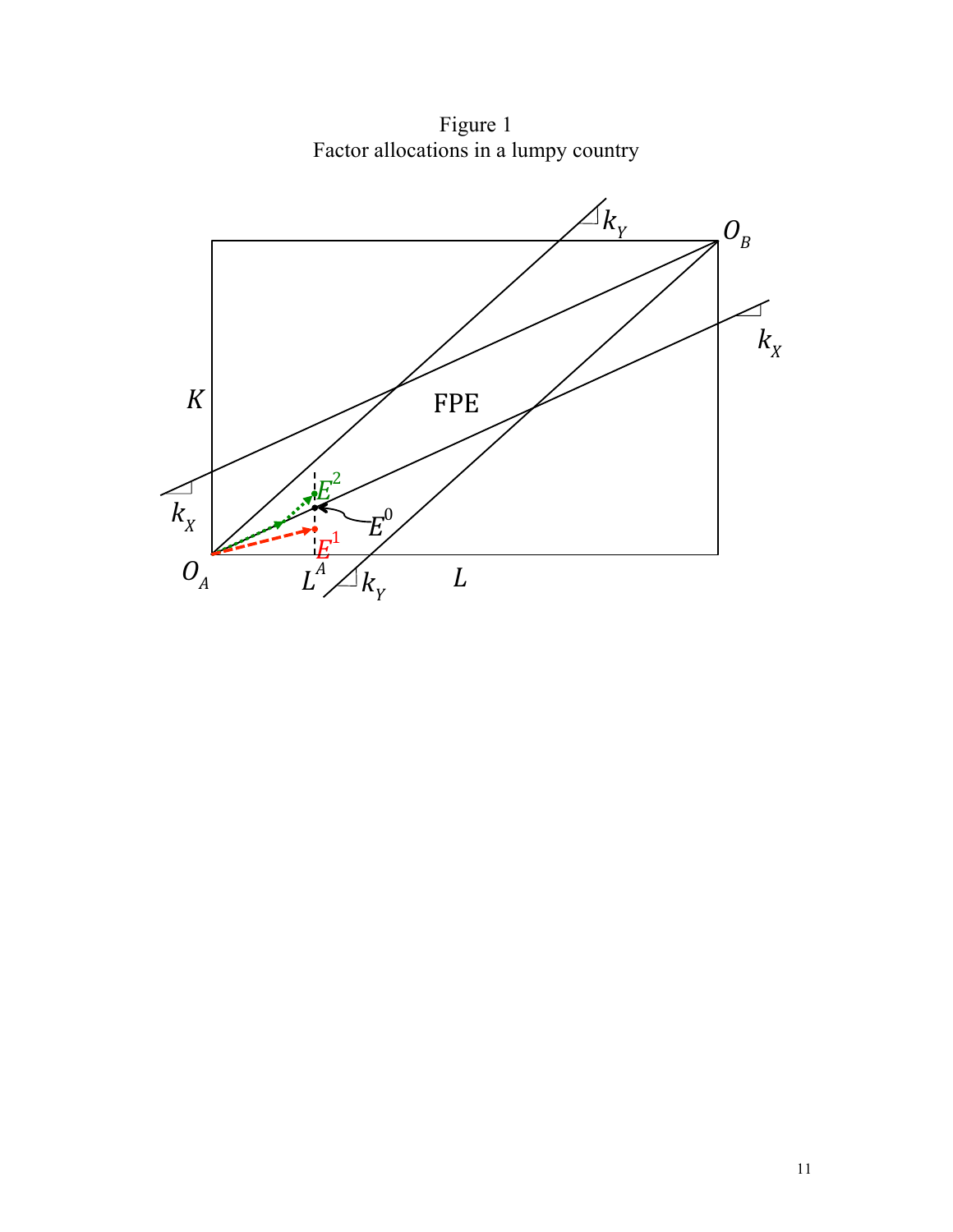Figure 1
Factor allocations in a lumpy country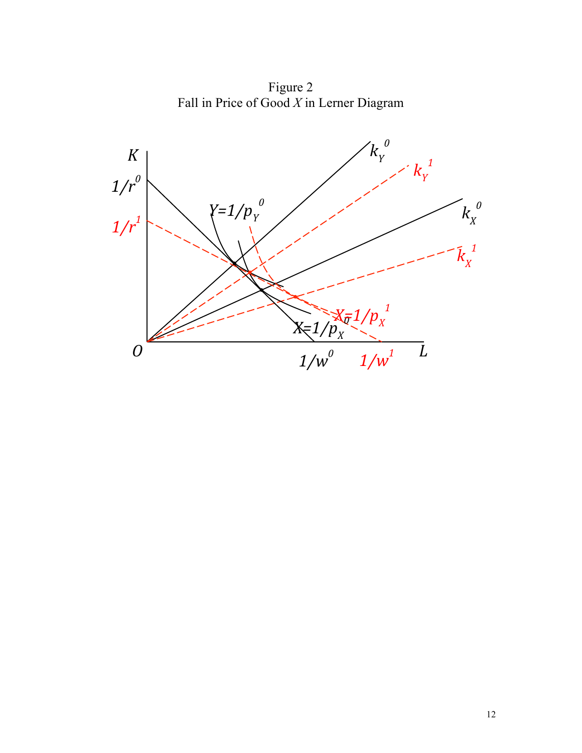Figure 2
Fall in Price of Good *X* in Lerner Diagram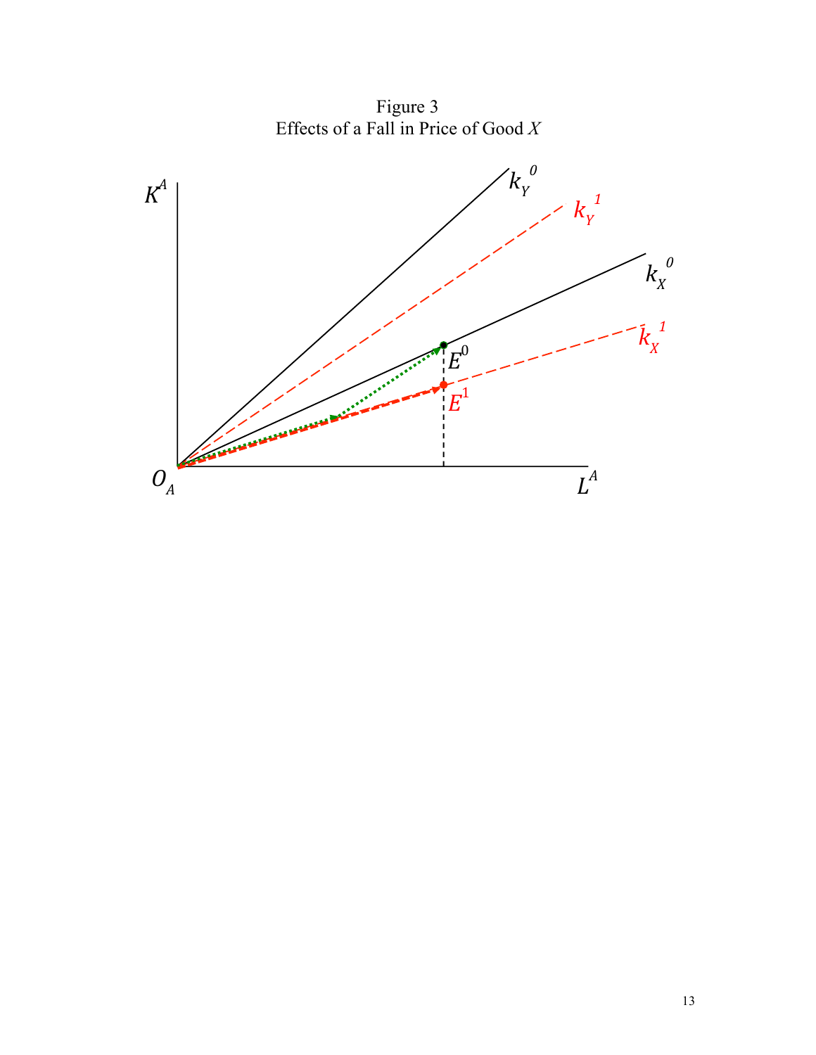Figure 3
Effects of a Fall in Price of Good *X*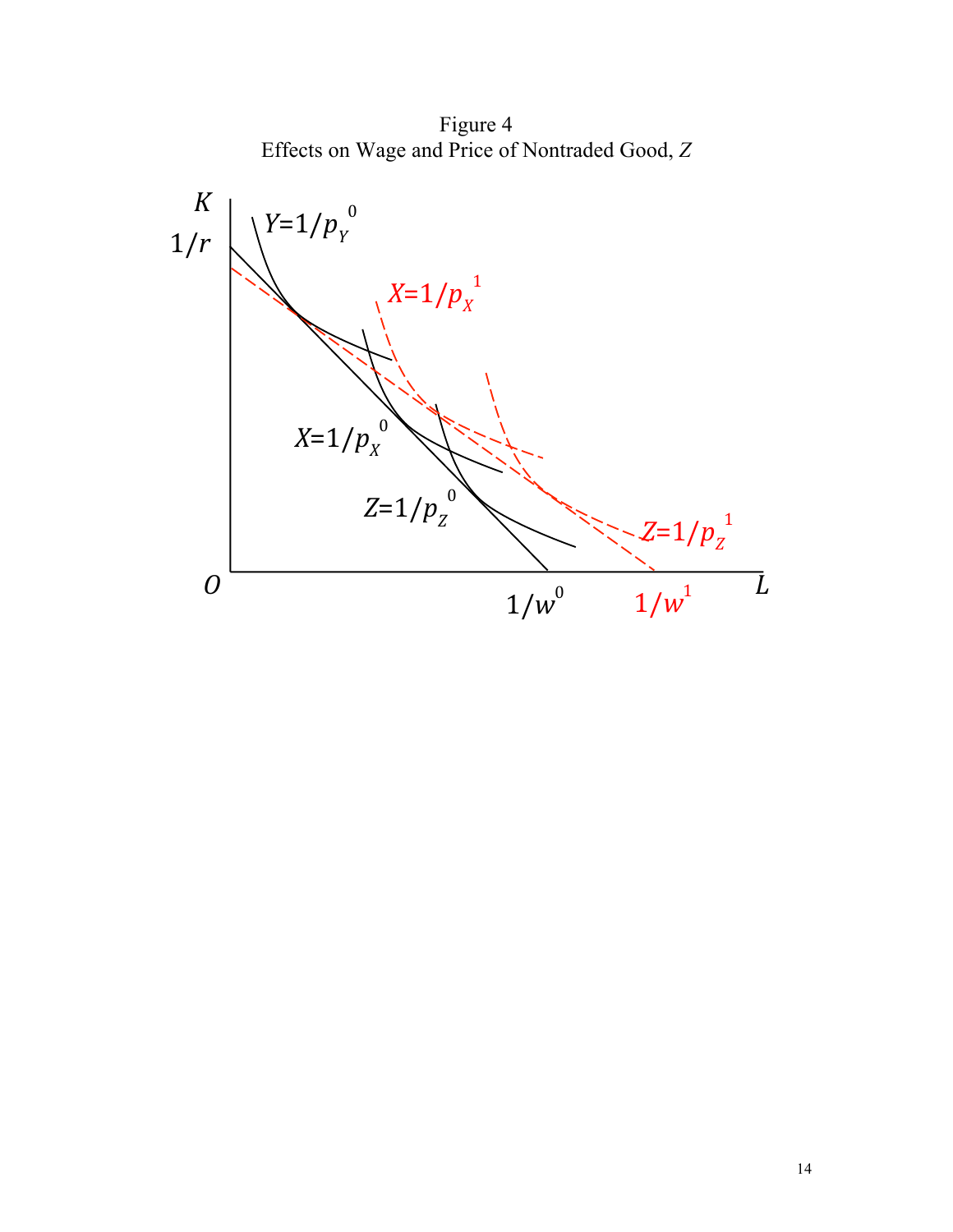Figure 4
Effects on Wage and Price of Nontraded Good, $Z$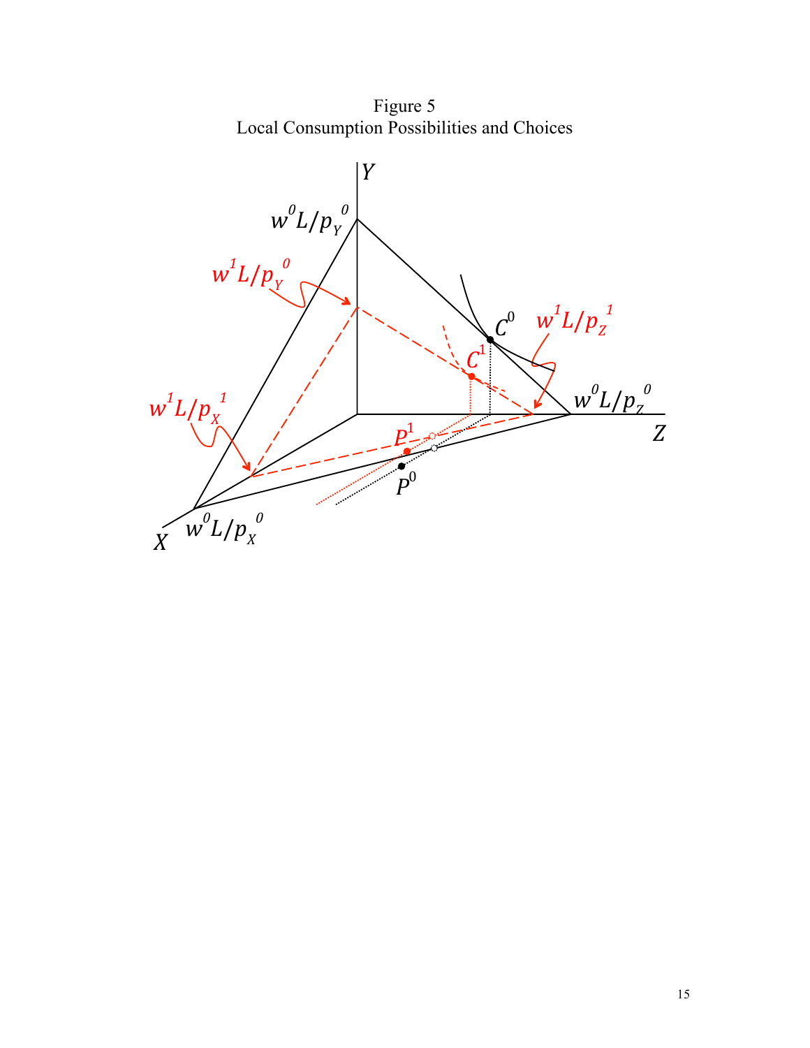Figure 5
Local Consumption Possibilities and Choices

$Y$

$w^0L/p_Y^{\,0}$

$w^1L/p_Y^{\,0}$

$C^0$

$w^1L/p_Z^{\,1}$

$C^1$

$w^1L/p_X^{\,1}$

$w^0L/p_Z^{\,0}$

$Z$

$P^1$

$P^0$

$X$

$w^0L/p_X^{\,0}$